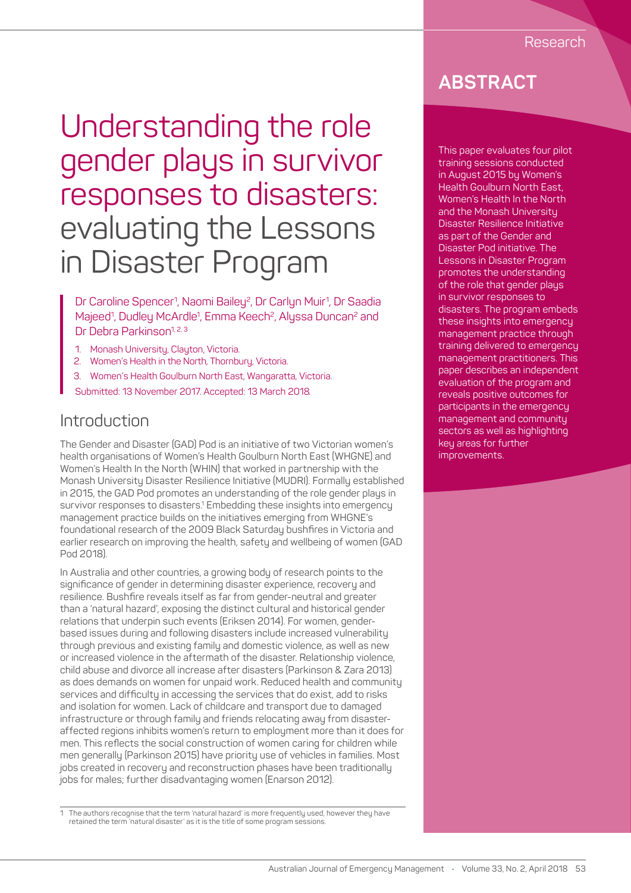# Understanding the role gender plays in survivor responses to disasters: evaluating the Lessons in Disaster Program

Dr Caroline Spencer[1], Naomi Bailey[2], Dr Carlyn Muir[1], Dr Saadia Majeed[1], Dudley McArdle[1], Emma Keech[2], Alyssa Duncan[2] and Dr Debra Parkinson[1, 2, 3]

1. Monash University, Clayton, Victoria.
2. Women's Health in the North, Thornbury, Victoria.
3. Women's Health Goulburn North East, Wangaratta, Victoria.

Submitted: 13 November 2017. Accepted: 13 March 2018.

## ABSTRACT

This paper evaluates four pilot training sessions conducted in August 2015 by Women's Health Goulburn North East, Women's Health In the North and the Monash University Disaster Resilience Initiative as part of the Gender and Disaster Pod initiative. The Lessons in Disaster Program promotes the understanding of the role that gender plays in survivor responses to disasters. The program embeds these insights into emergency management practice through training delivered to emergency management practitioners. This paper describes an independent evaluation of the program and reveals positive outcomes for participants in the emergency management and community sectors as well as highlighting key areas for further improvements.

## Introduction

The Gender and Disaster (GAD) Pod is an initiative of two Victorian women's health organisations of Women's Health Goulburn North East (WHGNE) and Women's Health In the North (WHIN) that worked in partnership with the Monash University Disaster Resilience Initiative (MUDRI). Formally established in 2015, the GAD Pod promotes an understanding of the role gender plays in survivor responses to disasters.[1] Embedding these insights into emergency management practice builds on the initiatives emerging from WHGNE's foundational research of the 2009 Black Saturday bushfires in Victoria and earlier research on improving the health, safety and wellbeing of women (GAD Pod 2018).

In Australia and other countries, a growing body of research points to the significance of gender in determining disaster experience, recovery and resilience. Bushfire reveals itself as far from gender-neutral and greater than a 'natural hazard', exposing the distinct cultural and historical gender relations that underpin such events (Eriksen 2014). For women, gender-based issues during and following disasters include increased vulnerability through previous and existing family and domestic violence, as well as new or increased violence in the aftermath of the disaster. Relationship violence, child abuse and divorce all increase after disasters (Parkinson & Zara 2013) as does demands on women for unpaid work. Reduced health and community services and difficulty in accessing the services that do exist, add to risks and isolation for women. Lack of childcare and transport due to damaged infrastructure or through family and friends relocating away from disaster-affected regions inhibits women's return to employment more than it does for men. This reflects the social construction of women caring for children while men generally (Parkinson 2015) have priority use of vehicles in families. Most jobs created in recovery and reconstruction phases have been traditionally jobs for males; further disadvantaging women (Enarson 2012).

1 The authors recognise that the term 'natural hazard' is more frequently used, however they have retained the term 'natural disaster' as it is the title of some program sessions.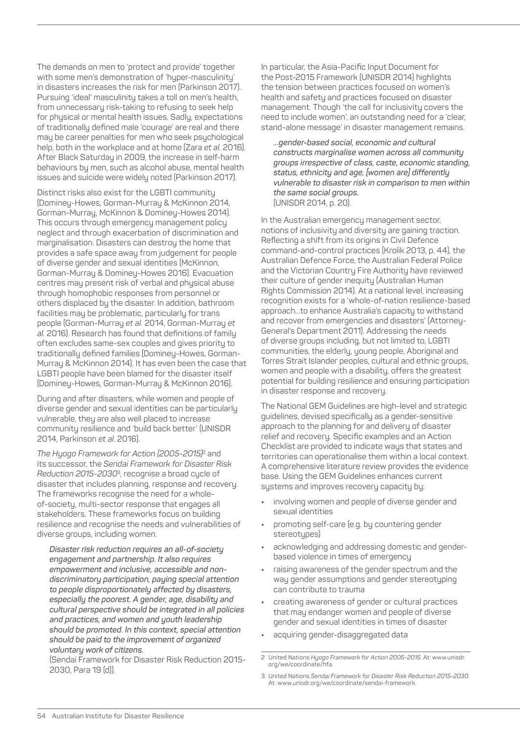The demands on men to 'protect and provide' together with some men's demonstration of 'hyper-masculinity' in disasters increases the risk for men (Parkinson 2017). Pursuing 'ideal' masculinity takes a toll on men's health, from unnecessary risk-taking to refusing to seek help for physical or mental health issues. Sadly, expectations of traditionally defined male 'courage' are real and there may be career penalties for men who seek psychological help, both in the workplace and at home (Zara *et al*. 2016). After Black Saturday in 2009, the increase in self-harm behaviours by men, such as alcohol abuse, mental health issues and suicide were widely noted (Parkinson 2017).

Distinct risks also exist for the LGBTI community (Dominey-Howes, Gorman-Murray & McKinnon 2014, Gorman-Murray, McKinnon & Dominey-Howes 2014). This occurs through emergency management policy neglect and through exacerbation of discrimination and marginalisation. Disasters can destroy the home that provides a safe space away from judgement for people of diverse gender and sexual identities (McKinnon, Gorman-Murray & Dominey-Howes 2016). Evacuation centres may present risk of verbal and physical abuse through homophobic responses from personnel or others displaced by the disaster. In addition, bathroom facilities may be problematic, particularly for trans people (Gorman-Murray *et al.* 2014, Gorman-Murray *et al.* 2016). Research has found that definitions of family often excludes same-sex couples and gives priority to traditionally defined families (Dominey-Howes, Gorman-Murray & McKinnon 2014). It has even been the case that LGBTI people have been blamed for the disaster itself (Dominey-Howes, Gorman-Murray & McKinnon 2016).

During and after disasters, while women and people of diverse gender and sexual identities can be particularly vulnerable, they are also well placed to increase community resilience and 'build back better' (UNISDR 2014, Parkinson *et al*. 2016).

*The Hyogo Framework for Action (2005-2015)*[2] and its successor, the *Sendai Framework for Disaster Risk Reduction 2015-2030*[3], recognise a broad cycle of disaster that includes planning, response and recovery. The frameworks recognise the need for a whole-of-society, multi-sector response that engages all stakeholders. These frameworks focus on building resilience and recognise the needs and vulnerabilities of diverse groups, including women.

> ***Disaster risk reduction requires an all-of-society engagement and partnership. It also requires empowerment and inclusive, accessible and non-discriminatory participation, paying special attention to people disproportionately affected by disasters, especially the poorest. A gender, age, disability and cultural perspective should be integrated in all policies and practices, and women and youth leadership should be promoted. In this context, special attention should be paid to the improvement of organized voluntary work of citizens.***
> (Sendai Framework for Disaster Risk Reduction 2015-2030, Para 19 (d)).

In particular, the Asia-Pacific Input Document for the Post-2015 Framework (UNISDR 2014) highlights the tension between practices focused on women's health and safety and practices focused on disaster management. Though 'the call for inclusivity covers the need to include women', an outstanding need for a 'clear, stand-alone message' in disaster management remains.

> ***…gender-based social, economic and cultural constructs marginalise women across all community groups irrespective of class, caste, economic standing, status, ethnicity and age, [women are] differently vulnerable to disaster risk in comparison to men within the same social groups.***
> (UNISDR 2014, p. 20).

In the Australian emergency management sector, notions of inclusivity and diversity are gaining traction. Reflecting a shift from its origins in Civil Defence command-and-control practices (Krolik 2013, p. 44), the Australian Defence Force, the Australian Federal Police and the Victorian Country Fire Authority have reviewed their culture of gender inequity (Australian Human Rights Commission 2014). At a national level, increasing recognition exists for a 'whole-of-nation resilience-based approach…to enhance Australia's capacity to withstand and recover from emergencies and disasters' (Attorney-General's Department 2011). Addressing the needs of diverse groups including, but not limited to, LGBTI communities, the elderly, young people, Aboriginal and Torres Strait Islander peoples, cultural and ethnic groups, women and people with a disability, offers the greatest potential for building resilience and ensuring participation in disaster response and recovery.

The National GEM Guidelines are high-level and strategic guidelines, devised specifically as a gender-sensitive approach to the planning for and delivery of disaster relief and recovery. Specific examples and an Action Checklist are provided to indicate ways that states and territories can operationalise them within a local context. A comprehensive literature review provides the evidence base. Using the GEM Guidelines enhances current systems and improves recovery capacity by:

- involving women and people of diverse gender and sexual identities
- promoting self-care (e.g. by countering gender stereotypes)
- acknowledging and addressing domestic and gender-based violence in times of emergency
- raising awareness of the gender spectrum and the way gender assumptions and gender stereotyping can contribute to trauma
- creating awareness of gender or cultural practices that may endanger women and people of diverse gender and sexual identities in times of disaster
- acquiring gender-disaggregated data

---

2 United Nations *Hyogo Framework for Action 2005-2015*. At: www.unisdr.org/we/coordinate/hfa.

3 United Nations *Sendai Framework for Disaster Risk Reduction 2015-2030*. At: www.unisdr.org/we/coordinate/sendai-framework.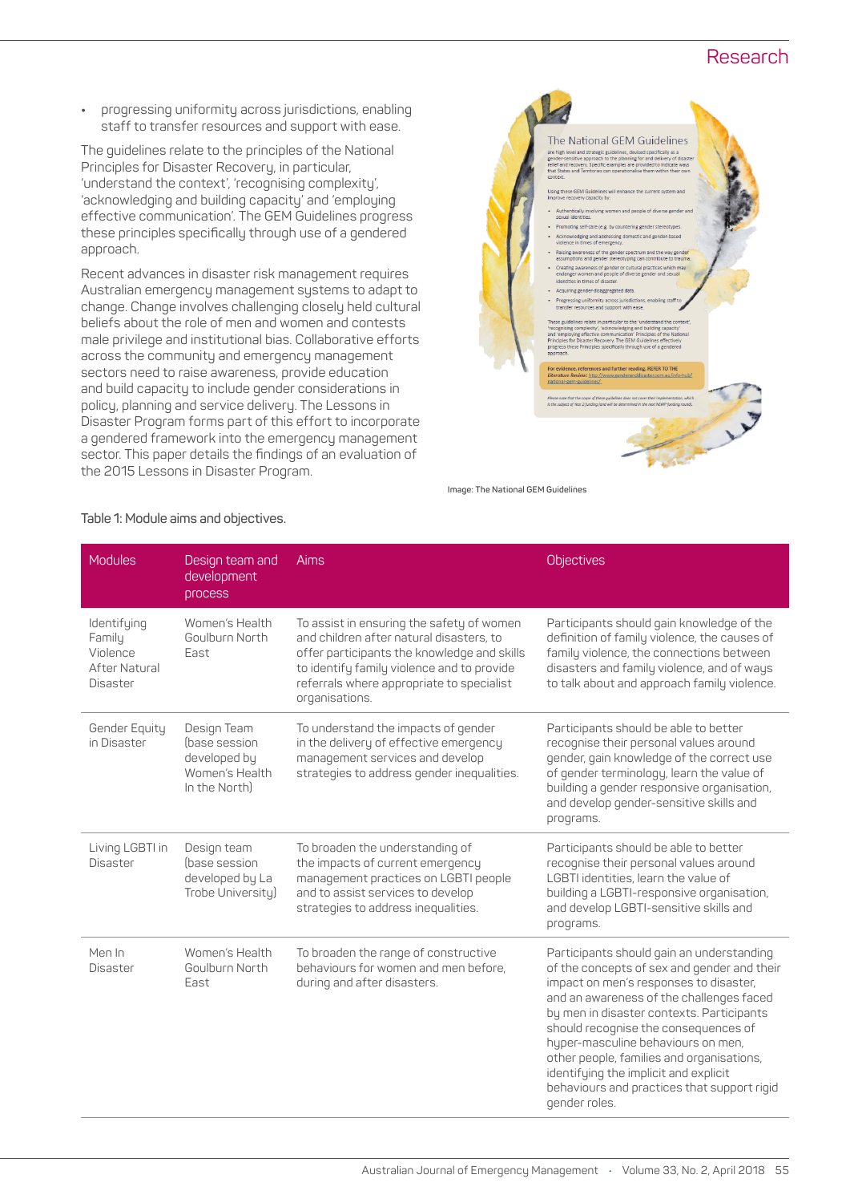- progressing uniformity across jurisdictions, enabling staff to transfer resources and support with ease.

The guidelines relate to the principles of the National Principles for Disaster Recovery, in particular, 'understand the context', 'recognising complexity', 'acknowledging and building capacity' and 'employing effective communication'. The GEM Guidelines progress these principles specifically through use of a gendered approach.

Recent advances in disaster risk management requires Australian emergency management systems to adapt to change. Change involves challenging closely held cultural beliefs about the role of men and women and contests male privilege and institutional bias. Collaborative efforts across the community and emergency management sectors need to raise awareness, provide education and build capacity to include gender considerations in policy, planning and service delivery. The Lessons in Disaster Program forms part of this effort to incorporate a gendered framework into the emergency management sector. This paper details the findings of an evaluation of the 2015 Lessons in Disaster Program.

Image: The National GEM Guidelines

Table 1: Module aims and objectives.

| Modules | Design team and development process | Aims | Objectives |
|---|---|---|---|
| Identifying Family Violence After Natural Disaster | Women's Health Goulburn North East | To assist in ensuring the safety of women and children after natural disasters, to offer participants the knowledge and skills to identify family violence and to provide referrals where appropriate to specialist organisations. | Participants should gain knowledge of the definition of family violence, the causes of family violence, the connections between disasters and family violence, and of ways to talk about and approach family violence. |
| Gender Equity in Disaster | Design Team (base session developed by Women's Health In the North) | To understand the impacts of gender in the delivery of effective emergency management services and develop strategies to address gender inequalities. | Participants should be able to better recognise their personal values around gender, gain knowledge of the correct use of gender terminology, learn the value of building a gender responsive organisation, and develop gender-sensitive skills and programs. |
| Living LGBTI in Disaster | Design team (base session developed by La Trobe University) | To broaden the understanding of the impacts of current emergency management practices on LGBTI people and to assist services to develop strategies to address inequalities. | Participants should be able to better recognise their personal values around LGBTI identities, learn the value of building a LGBTI-responsive organisation, and develop LGBTI-sensitive skills and programs. |
| Men In Disaster | Women's Health Goulburn North East | To broaden the range of constructive behaviours for women and men before, during and after disasters. | Participants should gain an understanding of the concepts of sex and gender and their impact on men's responses to disaster, and an awareness of the challenges faced by men in disaster contexts. Participants should recognise the consequences of hyper-masculine behaviours on men, other people, families and organisations, identifying the implicit and explicit behaviours and practices that support rigid gender roles. |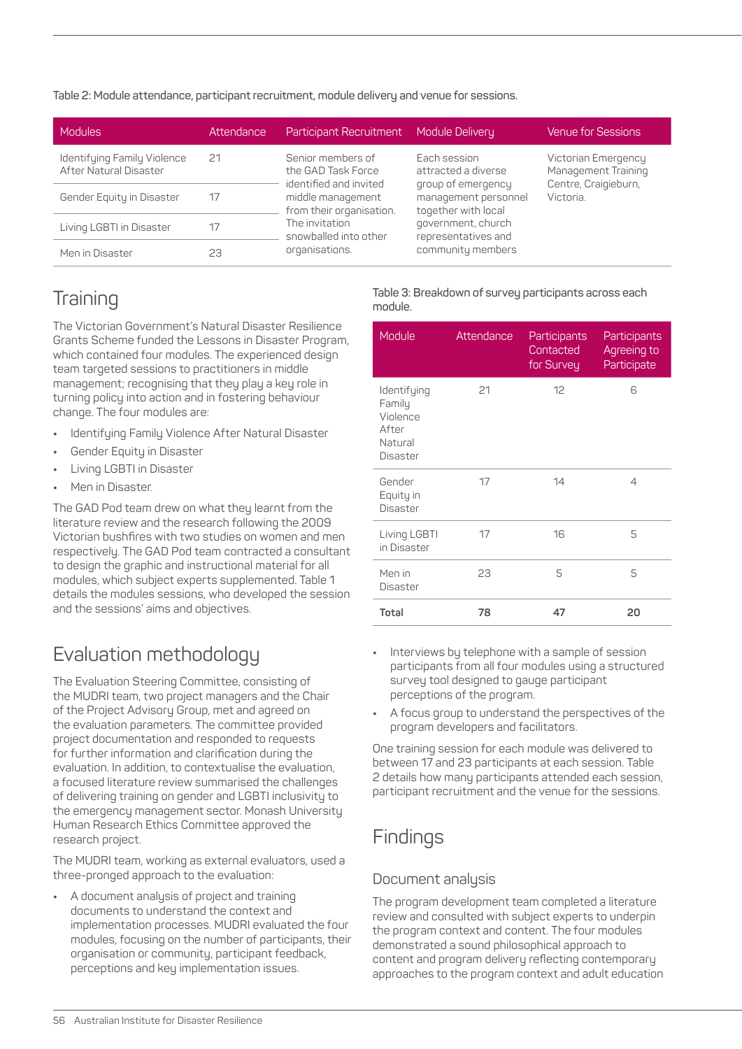Table 2: Module attendance, participant recruitment, module delivery and venue for sessions.

| Modules | Attendance | Participant Recruitment | Module Delivery | Venue for Sessions |
|---|---|---|---|---|
| Identifying Family Violence After Natural Disaster | 21 | Senior members of the GAD Task Force identified and invited middle management from their organisation. The invitation snowballed into other organisations. | Each session attracted a diverse group of emergency management personnel together with local government, church representatives and community members | Victorian Emergency Management Training Centre, Craigieburn, Victoria. |
| Gender Equity in Disaster | 17 | | | |
| Living LGBTI in Disaster | 17 | | | |
| Men in Disaster | 23 | | | |

## Training

The Victorian Government's Natural Disaster Resilience Grants Scheme funded the Lessons in Disaster Program, which contained four modules. The experienced design team targeted sessions to practitioners in middle management; recognising that they play a key role in turning policy into action and in fostering behaviour change. The four modules are:

- Identifying Family Violence After Natural Disaster
- Gender Equity in Disaster
- Living LGBTI in Disaster
- Men in Disaster.

The GAD Pod team drew on what they learnt from the literature review and the research following the 2009 Victorian bushfires with two studies on women and men respectively. The GAD Pod team contracted a consultant to design the graphic and instructional material for all modules, which subject experts supplemented. Table 1 details the modules sessions, who developed the session and the sessions' aims and objectives.

## Evaluation methodology

The Evaluation Steering Committee, consisting of the MUDRI team, two project managers and the Chair of the Project Advisory Group, met and agreed on the evaluation parameters. The committee provided project documentation and responded to requests for further information and clarification during the evaluation. In addition, to contextualise the evaluation, a focused literature review summarised the challenges of delivering training on gender and LGBTI inclusivity to the emergency management sector. Monash University Human Research Ethics Committee approved the research project.

The MUDRI team, working as external evaluators, used a three-pronged approach to the evaluation:

- A document analysis of project and training documents to understand the context and implementation processes. MUDRI evaluated the four modules, focusing on the number of participants, their organisation or community, participant feedback, perceptions and key implementation issues.
- Interviews by telephone with a sample of session participants from all four modules using a structured survey tool designed to gauge participant perceptions of the program.
- A focus group to understand the perspectives of the program developers and facilitators.

Table 3: Breakdown of survey participants across each module.

| Module | Attendance | Participants Contacted for Survey | Participants Agreeing to Participate |
|---|---|---|---|
| Identifying Family Violence After Natural Disaster | 21 | 12 | 6 |
| Gender Equity in Disaster | 17 | 14 | 4 |
| Living LGBTI in Disaster | 17 | 16 | 5 |
| Men in Disaster | 23 | 5 | 5 |
| **Total** | **78** | **47** | **20** |

One training session for each module was delivered to between 17 and 23 participants at each session. Table 2 details how many participants attended each session, participant recruitment and the venue for the sessions.

## Findings

### Document analysis

The program development team completed a literature review and consulted with subject experts to underpin the program context and content. The four modules demonstrated a sound philosophical approach to content and program delivery reflecting contemporary approaches to the program context and adult education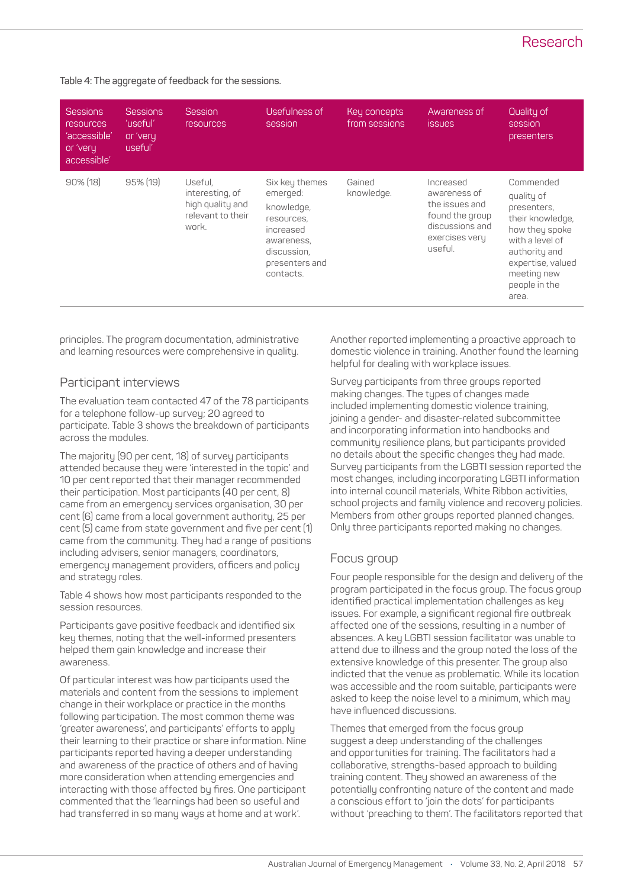Table 4: The aggregate of feedback for the sessions.

| Sessions resources 'accessible' or 'very accessible' | Sessions 'useful' or 'very useful' | Session resources | Usefulness of session | Key concepts from sessions | Awareness of issues | Quality of session presenters |
|---|---|---|---|---|---|---|
| 90% (18) | 95% (19) | Useful, interesting, of high quality and relevant to their work. | Six key themes emerged: knowledge, resources, increased awareness, discussion, presenters and contacts. | Gained knowledge. | Increased awareness of the issues and found the group discussions and exercises very useful. | Commended quality of presenters, their knowledge, how they spoke with a level of authority and expertise, valued meeting new people in the area. |

principles. The program documentation, administrative and learning resources were comprehensive in quality.

## Participant interviews

The evaluation team contacted 47 of the 78 participants for a telephone follow-up survey; 20 agreed to participate. Table 3 shows the breakdown of participants across the modules.

The majority (90 per cent, 18) of survey participants attended because they were 'interested in the topic' and 10 per cent reported that their manager recommended their participation. Most participants (40 per cent, 8) came from an emergency services organisation, 30 per cent (6) came from a local government authority, 25 per cent (5) came from state government and five per cent (1) came from the community. They had a range of positions including advisers, senior managers, coordinators, emergency management providers, officers and policy and strategy roles.

Table 4 shows how most participants responded to the session resources.

Participants gave positive feedback and identified six key themes, noting that the well-informed presenters helped them gain knowledge and increase their awareness.

Of particular interest was how participants used the materials and content from the sessions to implement change in their workplace or practice in the months following participation. The most common theme was 'greater awareness', and participants' efforts to apply their learning to their practice or share information. Nine participants reported having a deeper understanding and awareness of the practice of others and of having more consideration when attending emergencies and interacting with those affected by fires. One participant commented that the 'learnings had been so useful and had transferred in so many ways at home and at work'.

Another reported implementing a proactive approach to domestic violence in training. Another found the learning helpful for dealing with workplace issues.

Survey participants from three groups reported making changes. The types of changes made included implementing domestic violence training, joining a gender- and disaster-related subcommittee and incorporating information into handbooks and community resilience plans, but participants provided no details about the specific changes they had made. Survey participants from the LGBTI session reported the most changes, including incorporating LGBTI information into internal council materials, White Ribbon activities, school projects and family violence and recovery policies. Members from other groups reported planned changes. Only three participants reported making no changes.

## Focus group

Four people responsible for the design and delivery of the program participated in the focus group. The focus group identified practical implementation challenges as key issues. For example, a significant regional fire outbreak affected one of the sessions, resulting in a number of absences. A key LGBTI session facilitator was unable to attend due to illness and the group noted the loss of the extensive knowledge of this presenter. The group also indicted that the venue as problematic. While its location was accessible and the room suitable, participants were asked to keep the noise level to a minimum, which may have influenced discussions.

Themes that emerged from the focus group suggest a deep understanding of the challenges and opportunities for training. The facilitators had a collaborative, strengths-based approach to building training content. They showed an awareness of the potentially confronting nature of the content and made a conscious effort to 'join the dots' for participants without 'preaching to them'. The facilitators reported that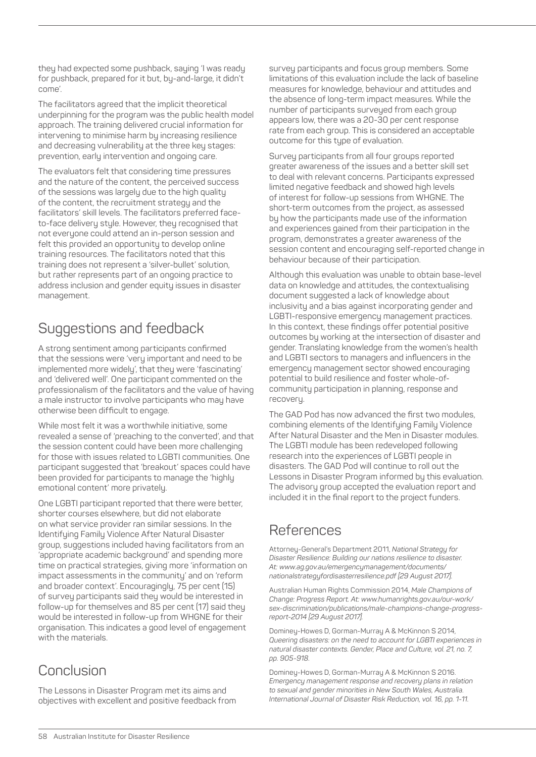they had expected some pushback, saying 'I was ready for pushback, prepared for it but, by-and-large, it didn't come'.

The facilitators agreed that the implicit theoretical underpinning for the program was the public health model approach. The training delivered crucial information for intervening to minimise harm by increasing resilience and decreasing vulnerability at the three key stages: prevention, early intervention and ongoing care.

The evaluators felt that considering time pressures and the nature of the content, the perceived success of the sessions was largely due to the high quality of the content, the recruitment strategy and the facilitators' skill levels. The facilitators preferred face-to-face delivery style. However, they recognised that not everyone could attend an in-person session and felt this provided an opportunity to develop online training resources. The facilitators noted that this training does not represent a 'silver-bullet' solution, but rather represents part of an ongoing practice to address inclusion and gender equity issues in disaster management.

## Suggestions and feedback

A strong sentiment among participants confirmed that the sessions were 'very important and need to be implemented more widely', that they were 'fascinating' and 'delivered well'. One participant commented on the professionalism of the facilitators and the value of having a male instructor to involve participants who may have otherwise been difficult to engage.

While most felt it was a worthwhile initiative, some revealed a sense of 'preaching to the converted', and that the session content could have been more challenging for those with issues related to LGBTI communities. One participant suggested that 'breakout' spaces could have been provided for participants to manage the 'highly emotional content' more privately.

One LGBTI participant reported that there were better, shorter courses elsewhere, but did not elaborate on what service provider ran similar sessions. In the Identifying Family Violence After Natural Disaster group, suggestions included having facilitators from an 'appropriate academic background' and spending more time on practical strategies, giving more 'information on impact assessments in the community' and on 'reform and broader context'. Encouragingly, 75 per cent (15) of survey participants said they would be interested in follow-up for themselves and 85 per cent (17) said they would be interested in follow-up from WHGNE for their organisation. This indicates a good level of engagement with the materials.

## Conclusion

The Lessons in Disaster Program met its aims and objectives with excellent and positive feedback from survey participants and focus group members. Some limitations of this evaluation include the lack of baseline measures for knowledge, behaviour and attitudes and the absence of long-term impact measures. While the number of participants surveyed from each group appears low, there was a 20-30 per cent response rate from each group. This is considered an acceptable outcome for this type of evaluation.

Survey participants from all four groups reported greater awareness of the issues and a better skill set to deal with relevant concerns. Participants expressed limited negative feedback and showed high levels of interest for follow-up sessions from WHGNE. The short-term outcomes from the project, as assessed by how the participants made use of the information and experiences gained from their participation in the program, demonstrates a greater awareness of the session content and encouraging self-reported change in behaviour because of their participation.

Although this evaluation was unable to obtain base-level data on knowledge and attitudes, the contextualising document suggested a lack of knowledge about inclusivity and a bias against incorporating gender and LGBTI-responsive emergency management practices. In this context, these findings offer potential positive outcomes by working at the intersection of disaster and gender. Translating knowledge from the women's health and LGBTI sectors to managers and influencers in the emergency management sector showed encouraging potential to build resilience and foster whole-of-community participation in planning, response and recovery.

The GAD Pod has now advanced the first two modules, combining elements of the Identifying Family Violence After Natural Disaster and the Men in Disaster modules. The LGBTI module has been redeveloped following research into the experiences of LGBTI people in disasters. The GAD Pod will continue to roll out the Lessons in Disaster Program informed by this evaluation. The advisory group accepted the evaluation report and included it in the final report to the project funders.

## References

Attorney-General's Department 2011, *National Strategy for Disaster Resilience: Building our nations resilience to disaster. At: www.ag.gov.au/emergencymanagement/documents/nationalstrategyfordisasterresilience.pdf [29 August 2017].*

Australian Human Rights Commission 2014, *Male Champions of Change: Progress Report. At: www.humanrights.gov.au/our-work/sex-discrimination/publications/male-champions-change-progress-report-2014 [29 August 2017].*

Dominey-Howes D, Gorman-Murray A & McKinnon S 2014, *Queering disasters: on the need to account for LGBTI experiences in natural disaster contexts. Gender, Place and Culture, vol. 21, no. 7, pp. 905-918.*

Dominey-Howes D, Gorman-Murray A & McKinnon S 2016. *Emergency management response and recovery plans in relation to sexual and gender minorities in New South Wales, Australia. International Journal of Disaster Risk Reduction, vol. 16, pp. 1-11.*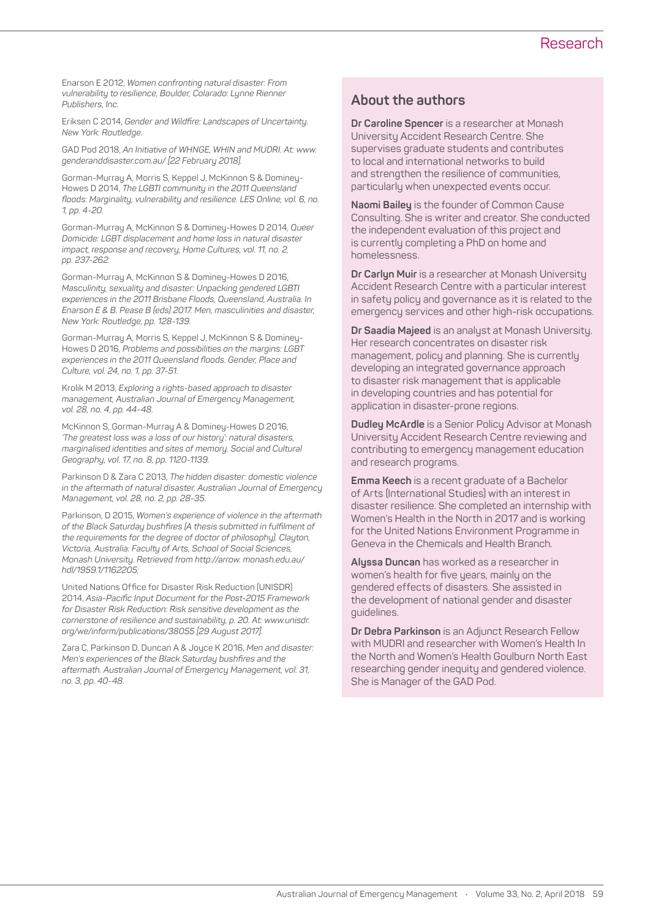Enarson E 2012, *Women confronting natural disaster: From vulnerability to resilience, Boulder, Colarado: Lynne Rienner Publishers, Inc.*

Eriksen C 2014, *Gender and Wildfire: Landscapes of Uncertainty. New York: Routledge.*

GAD Pod 2018, *An Initiative of WHNGE, WHIN and MUDRI. At: www.genderanddisaster.com.au/ [22 February 2018].*

Gorman-Murray A, Morris S, Keppel J, McKinnon S & Dominey-Howes D 2014, *The LGBTI community in the 2011 Queensland floods: Marginality, vulnerability and resilience. LES Online, vol. 6, no. 1, pp. 4-20.*

Gorman-Murray A, McKinnon S & Dominey-Howes D 2014, *Queer Domicide: LGBT displacement and home loss in natural disaster impact, response and recovery, Home Cultures, vol. 11, no. 2, pp. 237-262.*

Gorman-Murray A, McKinnon S & Dominey-Howes D 2016, *Masculinity, sexuality and disaster: Unpacking gendered LGBTI experiences in the 2011 Brisbane Floods, Queensland, Australia. In Enarson E & B. Pease B (eds) 2017. Men, masculinities and disaster, New York: Routledge, pp. 128-139.*

Gorman-Murray A, Morris S, Keppel J, McKinnon S & Dominey-Howes D 2016, *Problems and possibilities on the margins: LGBT experiences in the 2011 Queensland floods. Gender, Place and Culture, vol. 24, no. 1, pp. 37-51.*

Krolik M 2013, *Exploring a rights-based approach to disaster management, Australian Journal of Emergency Management, vol. 28, no. 4, pp. 44-48.*

McKinnon S, Gorman-Murray A & Dominey-Howes D 2016, *'The greatest loss was a loss of our history': natural disasters, marginalised identities and sites of memory. Social and Cultural Geography, vol. 17, no. 8, pp. 1120-1139.*

Parkinson D & Zara C 2013, *The hidden disaster: domestic violence in the aftermath of natural disaster. Australian Journal of Emergency Management, vol. 28, no. 2, pp. 28-35.*

Parkinson, D 2015, *Women's experience of violence in the aftermath of the Black Saturday bushfires (A thesis submitted in fulfilment of the requirements for the degree of doctor of philosophy). Clayton, Victoria, Australia: Faculty of Arts, School of Social Sciences, Monash University. Retrieved from http://arrow. monash.edu.au/hdl/1959.1/1162205;*

United Nations Office for Disaster Risk Reduction (UNISDR) 2014, *Asia-Pacific Input Document for the Post-2015 Framework for Disaster Risk Reduction: Risk sensitive development as the cornerstone of resilience and sustainability, p. 20. At: www.unisdr. org/we/inform/publications/38055 [29 August 2017].*

Zara C, Parkinson D, Duncan A & Joyce K 2016, *Men and disaster: Men's experiences of the Black Saturday bushfires and the aftermath. Australian Journal of Emergency Management, vol. 31, no. 3, pp. 40-48.*

## About the authors

**Dr Caroline Spencer** is a researcher at Monash University Accident Research Centre. She supervises graduate students and contributes to local and international networks to build and strengthen the resilience of communities, particularly when unexpected events occur.

**Naomi Bailey** is the founder of Common Cause Consulting. She is writer and creator. She conducted the independent evaluation of this project and is currently completing a PhD on home and homelessness.

**Dr Carlyn Muir** is a researcher at Monash University Accident Research Centre with a particular interest in safety policy and governance as it is related to the emergency services and other high-risk occupations.

**Dr Saadia Majeed** is an analyst at Monash University. Her research concentrates on disaster risk management, policy and planning. She is currently developing an integrated governance approach to disaster risk management that is applicable in developing countries and has potential for application in disaster-prone regions.

**Dudley McArdle** is a Senior Policy Advisor at Monash University Accident Research Centre reviewing and contributing to emergency management education and research programs.

**Emma Keech** is a recent graduate of a Bachelor of Arts (International Studies) with an interest in disaster resilience. She completed an internship with Women's Health in the North in 2017 and is working for the United Nations Environment Programme in Geneva in the Chemicals and Health Branch.

**Alyssa Duncan** has worked as a researcher in women's health for five years, mainly on the gendered effects of disasters. She assisted in the development of national gender and disaster guidelines.

**Dr Debra Parkinson** is an Adjunct Research Fellow with MUDRI and researcher with Women's Health In the North and Women's Health Goulburn North East researching gender inequity and gendered violence. She is Manager of the GAD Pod.